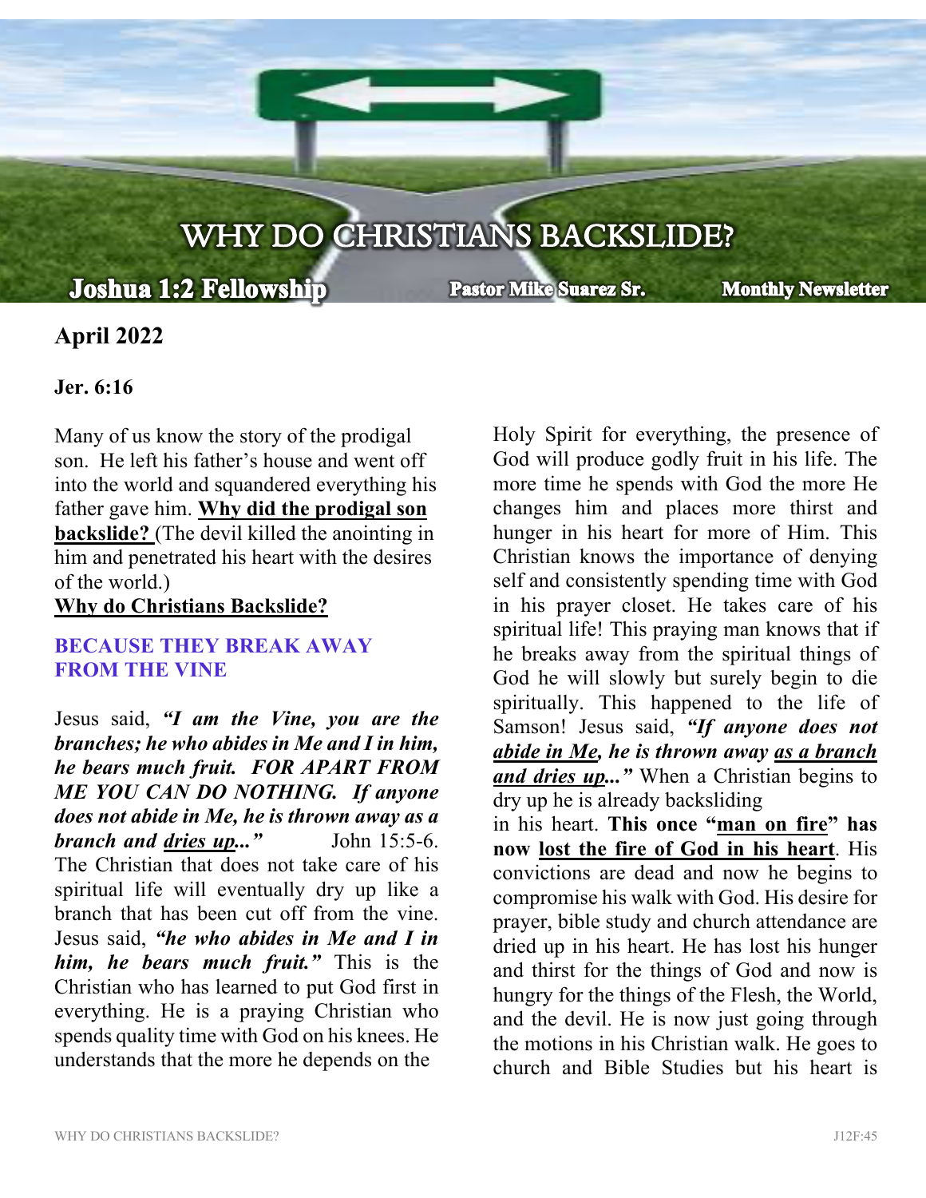# WHY DO CHRISTIANS BACKSLIDE?

**Joshua 1:2 Fellowship** **Pastor Mike Suarez Sr.** **Monthly Newsletter**

## April 2022

**Jer. 6:16**

Many of us know the story of the prodigal son. He left his father's house and went off into the world and squandered everything his father gave him. **Why did the prodigal son backslide?** (The devil killed the anointing in him and penetrated his heart with the desires of the world.)

**Why do Christians Backslide?**

### BECAUSE THEY BREAK AWAY FROM THE VINE

Jesus said, ***"I am the Vine, you are the branches; he who abides in Me and I in him, he bears much fruit. FOR APART FROM ME YOU CAN DO NOTHING. If anyone does not abide in Me, he is thrown away as a branch and dries up..."*** John 15:5-6. The Christian that does not take care of his spiritual life will eventually dry up like a branch that has been cut off from the vine. Jesus said, ***"he who abides in Me and I in him, he bears much fruit."*** This is the Christian who has learned to put God first in everything. He is a praying Christian who spends quality time with God on his knees. He understands that the more he depends on the Holy Spirit for everything, the presence of God will produce godly fruit in his life. The more time he spends with God the more He changes him and places more thirst and hunger in his heart for more of Him. This Christian knows the importance of denying self and consistently spending time with God in his prayer closet. He takes care of his spiritual life! This praying man knows that if he breaks away from the spiritual things of God he will slowly but surely begin to die spiritually. This happened to the life of Samson! Jesus said, ***"If anyone does not abide in Me, he is thrown away as a branch and dries up..."*** When a Christian begins to dry up he is already backsliding in his heart. **This once "man on fire" has now lost the fire of God in his heart**. His convictions are dead and now he begins to compromise his walk with God. His desire for prayer, bible study and church attendance are dried up in his heart. He has lost his hunger and thirst for the things of God and now is hungry for the things of the Flesh, the World, and the devil. He is now just going through the motions in his Christian walk. He goes to church and Bible Studies but his heart is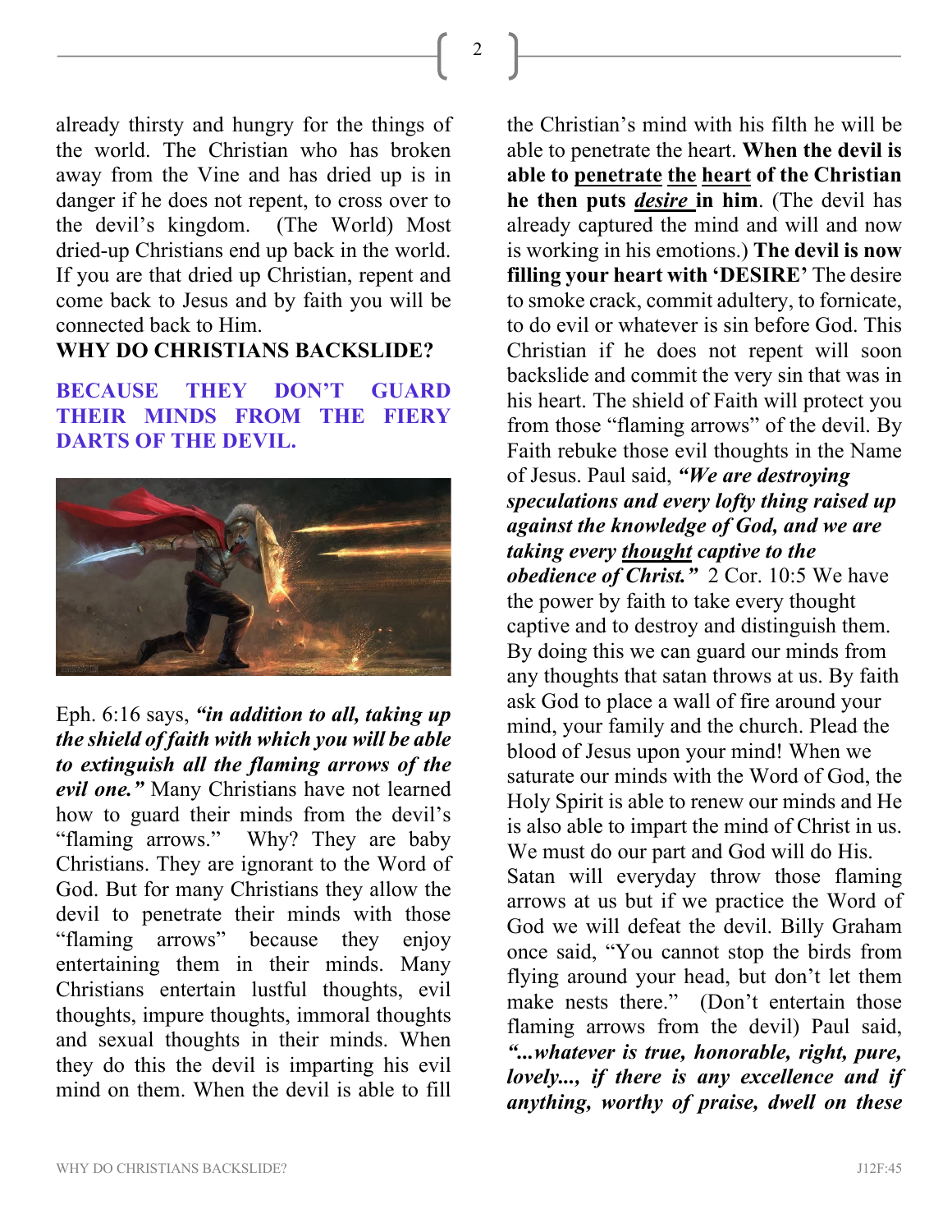already thirsty and hungry for the things of the world. The Christian who has broken away from the Vine and has dried up is in danger if he does not repent, to cross over to the devil's kingdom. (The World) Most dried-up Christians end up back in the world. If you are that dried up Christian, repent and come back to Jesus and by faith you will be connected back to Him.

**WHY DO CHRISTIANS BACKSLIDE?**

**BECAUSE THEY DON'T GUARD THEIR MINDS FROM THE FIERY DARTS OF THE DEVIL.**

Eph. 6:16 says, ***"in addition to all, taking up the shield of faith with which you will be able to extinguish all the flaming arrows of the evil one."*** Many Christians have not learned how to guard their minds from the devil's "flaming arrows." Why? They are baby Christians. They are ignorant to the Word of God. But for many Christians they allow the devil to penetrate their minds with those "flaming arrows" because they enjoy entertaining them in their minds. Many Christians entertain lustful thoughts, evil thoughts, impure thoughts, immoral thoughts and sexual thoughts in their minds. When they do this the devil is imparting his evil mind on them. When the devil is able to fill the Christian's mind with his filth he will be able to penetrate the heart. **When the devil is able to <u>penetrate</u> <u>the</u> <u>heart</u> of the Christian he then puts <u>*desire*</u> in him**. (The devil has already captured the mind and will and now is working in his emotions.) **The devil is now filling your heart with 'DESIRE'** The desire to smoke crack, commit adultery, to fornicate, to do evil or whatever is sin before God. This Christian if he does not repent will soon backslide and commit the very sin that was in his heart. The shield of Faith will protect you from those "flaming arrows" of the devil. By Faith rebuke those evil thoughts in the Name of Jesus. Paul said, ***"We are destroying speculations and every lofty thing raised up against the knowledge of God, and we are taking every <u>thought</u> captive to the obedience of Christ."*** 2 Cor. 10:5 We have the power by faith to take every thought captive and to destroy and distinguish them. By doing this we can guard our minds from any thoughts that satan throws at us. By faith ask God to place a wall of fire around your mind, your family and the church. Plead the blood of Jesus upon your mind! When we saturate our minds with the Word of God, the Holy Spirit is able to renew our minds and He is also able to impart the mind of Christ in us. We must do our part and God will do His. Satan will everyday throw those flaming arrows at us but if we practice the Word of God we will defeat the devil. Billy Graham once said, "You cannot stop the birds from flying around your head, but don't let them make nests there." (Don't entertain those flaming arrows from the devil) Paul said, ***"...whatever is true, honorable, right, pure, lovely..., if there is any excellence and if anything, worthy of praise, dwell on these***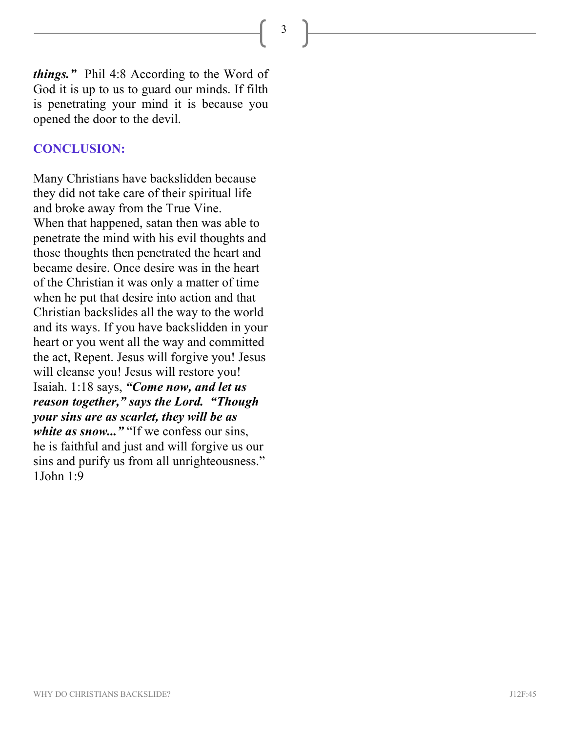***things."*** Phil 4:8 According to the Word of God it is up to us to guard our minds. If filth is penetrating your mind it is because you opened the door to the devil.

## CONCLUSION:

Many Christians have backslidden because they did not take care of their spiritual life and broke away from the True Vine. When that happened, satan then was able to penetrate the mind with his evil thoughts and those thoughts then penetrated the heart and became desire. Once desire was in the heart of the Christian it was only a matter of time when he put that desire into action and that Christian backslides all the way to the world and its ways. If you have backslidden in your heart or you went all the way and committed the act, Repent. Jesus will forgive you! Jesus will cleanse you! Jesus will restore you! Isaiah. 1:18 says, ***"Come now, and let us reason together," says the Lord. "Though your sins are as scarlet, they will be as white as snow..."*** "If we confess our sins, he is faithful and just and will forgive us our sins and purify us from all unrighteousness." 1John 1:9